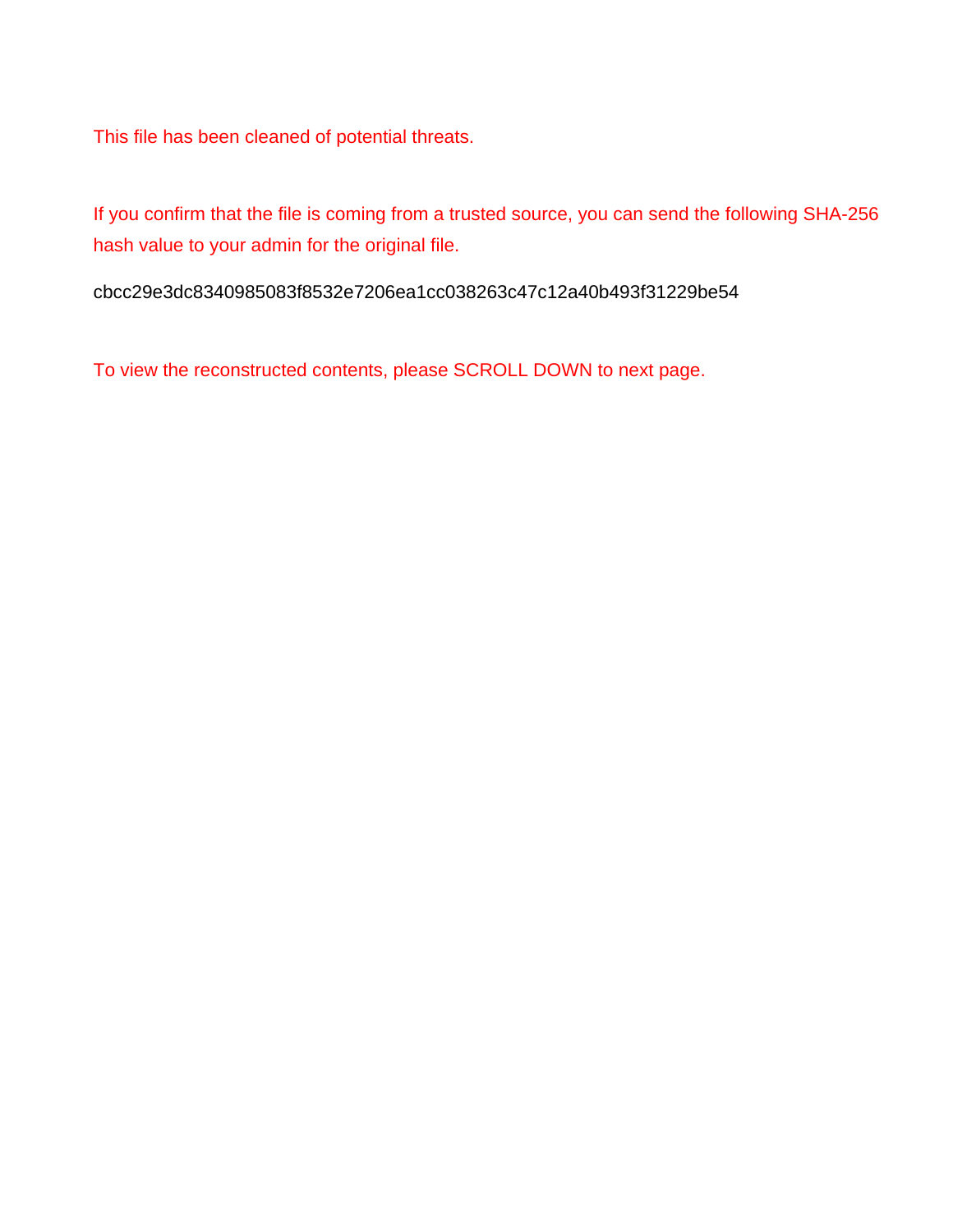This file has been cleaned of potential threats.

If you confirm that the file is coming from a trusted source, you can send the following SHA-256 hash value to your admin for the original file.

cbcc29e3dc8340985083f8532e7206ea1cc038263c47c12a40b493f31229be54

To view the reconstructed contents, please SCROLL DOWN to next page.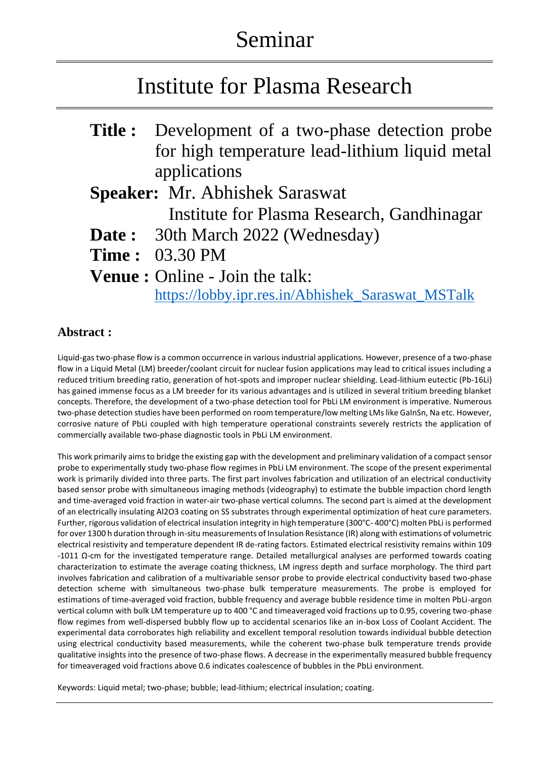# Seminar

# Institute for Plasma Research

**Title :** Development of a two-phase detection probe for high temperature lead-lithium liquid metal applications

**Speaker:** Mr. Abhishek Saraswat
Institute for Plasma Research, Gandhinagar

**Date :** 30th March 2022 (Wednesday)

**Time :** 03.30 PM

**Venue :** Online - Join the talk:
https://lobby.ipr.res.in/Abhishek_Saraswat_MSTalk

## Abstract :

Liquid-gas two-phase flow is a common occurrence in various industrial applications. However, presence of a two-phase flow in a Liquid Metal (LM) breeder/coolant circuit for nuclear fusion applications may lead to critical issues including a reduced tritium breeding ratio, generation of hot-spots and improper nuclear shielding. Lead-lithium eutectic (Pb-16Li) has gained immense focus as a LM breeder for its various advantages and is utilized in several tritium breeding blanket concepts. Therefore, the development of a two-phase detection tool for PbLi LM environment is imperative. Numerous two-phase detection studies have been performed on room temperature/low melting LMs like GaInSn, Na etc. However, corrosive nature of PbLi coupled with high temperature operational constraints severely restricts the application of commercially available two-phase diagnostic tools in PbLi LM environment.

This work primarily aims to bridge the existing gap with the development and preliminary validation of a compact sensor probe to experimentally study two-phase flow regimes in PbLi LM environment. The scope of the present experimental work is primarily divided into three parts. The first part involves fabrication and utilization of an electrical conductivity based sensor probe with simultaneous imaging methods (videography) to estimate the bubble impaction chord length and time-averaged void fraction in water-air two-phase vertical columns. The second part is aimed at the development of an electrically insulating $Al_2O_3$ coating on SS substrates through experimental optimization of heat cure parameters. Further, rigorous validation of electrical insulation integrity in high temperature (300°C- 400°C) molten PbLi is performed for over 1300 h duration through in-situ measurements of Insulation Resistance (IR) along with estimations of volumetric electrical resistivity and temperature dependent IR de-rating factors. Estimated electrical resistivity remains within $10^9$ -$10^{11}$ Ω-cm for the investigated temperature range. Detailed metallurgical analyses are performed towards coating characterization to estimate the average coating thickness, LM ingress depth and surface morphology. The third part involves fabrication and calibration of a multivariable sensor probe to provide electrical conductivity based two-phase detection scheme with simultaneous two-phase bulk temperature measurements. The probe is employed for estimations of time-averaged void fraction, bubble frequency and average bubble residence time in molten PbLi-argon vertical column with bulk LM temperature up to 400 °C and timeaveraged void fractions up to 0.95, covering two-phase flow regimes from well-dispersed bubbly flow up to accidental scenarios like an in-box Loss of Coolant Accident. The experimental data corroborates high reliability and excellent temporal resolution towards individual bubble detection using electrical conductivity based measurements, while the coherent two-phase bulk temperature trends provide qualitative insights into the presence of two-phase flows. A decrease in the experimentally measured bubble frequency for timeaveraged void fractions above 0.6 indicates coalescence of bubbles in the PbLi environment.

Keywords: Liquid metal; two-phase; bubble; lead-lithium; electrical insulation; coating.